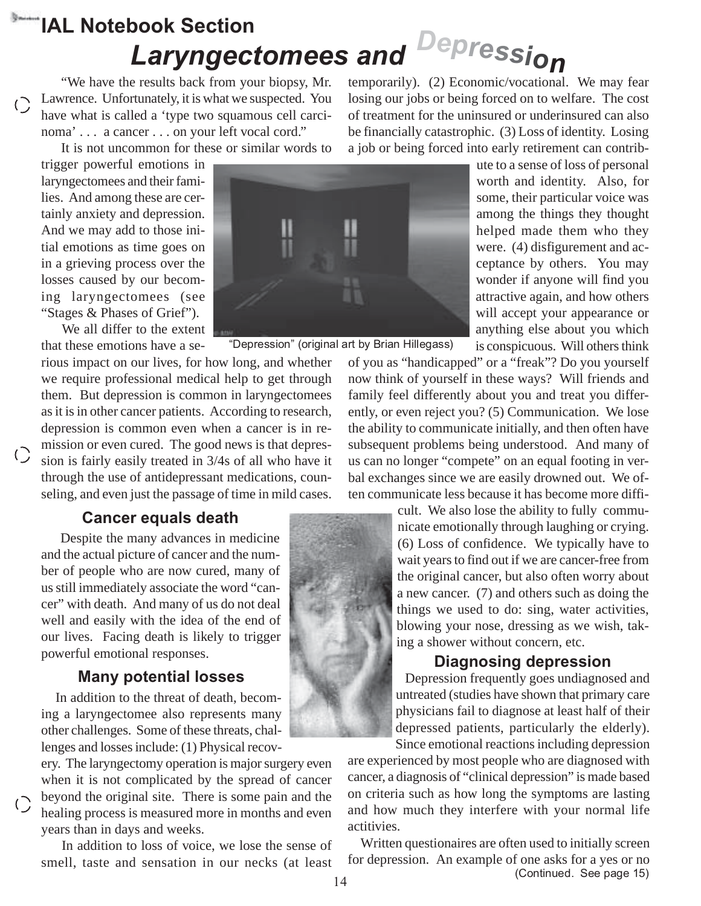# IAL Notebook Section

## *Laryngectomees and Depression*

"We have the results back from your biopsy, Mr. Lawrence. Unfortunately, it is what we suspected. You have what is called a 'type two squamous cell carcinoma' . . . a cancer . . . on your left vocal cord."

It is not uncommon for these or similar words to trigger powerful emotions in laryngectomees and their families. And among these are certainly anxiety and depression. And we may add to those initial emotions as time goes on in a grieving process over the losses caused by our becoming laryngectomees (see "Stages & Phases of Grief").

We all differ to the extent that these emotions have a serious impact on our lives, for how long, and whether we require professional medical help to get through them. But depression is common in laryngectomees as it is in other cancer patients. According to research, depression is common even when a cancer is in remission or even cured. The good news is that depression is fairly easily treated in 3/4s of all who have it through the use of antidepressant medications, counseling, and even just the passage of time in mild cases.

"Depression" (original art by Brian Hillegass)

### Cancer equals death

Despite the many advances in medicine and the actual picture of cancer and the number of people who are now cured, many of us still immediately associate the word "cancer" with death. And many of us do not deal well and easily with the idea of the end of our lives. Facing death is likely to trigger powerful emotional responses.

### Many potential losses

In addition to the threat of death, becoming a laryngectomee also represents many other challenges. Some of these threats, challenges and losses include: (1) Physical recovery. The laryngectomy operation is major surgery even when it is not complicated by the spread of cancer beyond the original site. There is some pain and the healing process is measured more in months and even years than in days and weeks.

In addition to loss of voice, we lose the sense of smell, taste and sensation in our necks (at least temporarily). (2) Economic/vocational. We may fear losing our jobs or being forced on to welfare. The cost of treatment for the uninsured or underinsured can also be financially catastrophic. (3) Loss of identity. Losing a job or being forced into early retirement can contribute to a sense of loss of personal worth and identity. Also, for some, their particular voice was among the things they thought helped made them who they were. (4) disfigurement and acceptance by others. You may wonder if anyone will find you attractive again, and how others will accept your appearance or anything else about you which is conspicuous. Will others think of you as "handicapped" or a "freak"? Do you yourself now think of yourself in these ways? Will friends and family feel differently about you and treat you differently, or even reject you? (5) Communication. We lose the ability to communicate initially, and then often have subsequent problems being understood. And many of us can no longer "compete" on an equal footing in verbal exchanges since we are easily drowned out. We often communicate less because it has become more difficult. We also lose the ability to fully communicate emotionally through laughing or crying. (6) Loss of confidence. We typically have to wait years to find out if we are cancer-free from the original cancer, but also often worry about a new cancer. (7) and others such as doing the things we used to do: sing, water activities, blowing your nose, dressing as we wish, taking a shower without concern, etc.

### Diagnosing depression

Depression frequently goes undiagnosed and untreated (studies have shown that primary care physicians fail to diagnose at least half of their depressed patients, particularly the elderly). Since emotional reactions including depression are experienced by most people who are diagnosed with cancer, a diagnosis of "clinical depression" is made based on criteria such as how long the symptoms are lasting and how much they interfere with your normal life actitivies.

Written questionaires are often used to initially screen for depression. An example of one asks for a yes or no

(Continued. See page 15)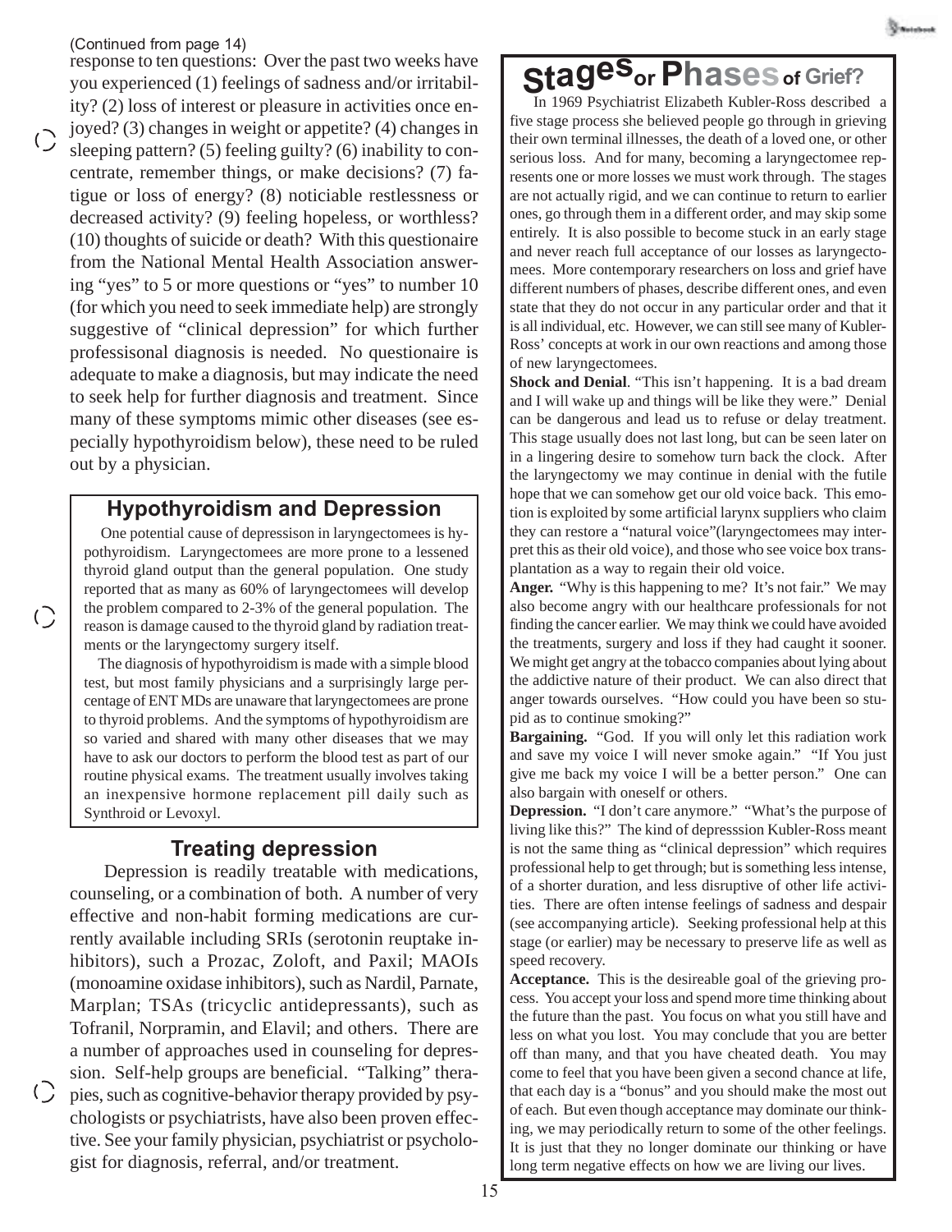(Continued from page 14)

response to ten questions: Over the past two weeks have you experienced (1) feelings of sadness and/or irritability? (2) loss of interest or pleasure in activities once enjoyed? (3) changes in weight or appetite? (4) changes in sleeping pattern? (5) feeling guilty? (6) inability to concentrate, remember things, or make decisions? (7) fatigue or loss of energy? (8) noticiable restlessness or decreased activity? (9) feeling hopeless, or worthless? (10) thoughts of suicide or death? With this questionaire from the National Mental Health Association answering "yes" to 5 or more questions or "yes" to number 10 (for which you need to seek immediate help) are strongly suggestive of "clinical depression" for which further professisonal diagnosis is needed. No questionaire is adequate to make a diagnosis, but may indicate the need to seek help for further diagnosis and treatment. Since many of these symptoms mimic other diseases (see especially hypothyroidism below), these need to be ruled out by a physician.

## Hypothyroidism and Depression

One potential cause of depressison in laryngectomees is hypothyroidism. Laryngectomees are more prone to a lessened thyroid gland output than the general population. One study reported that as many as 60% of laryngectomees will develop the problem compared to 2-3% of the general population. The reason is damage caused to the thyroid gland by radiation treatments or the laryngectomy surgery itself.

The diagnosis of hypothyroidism is made with a simple blood test, but most family physicians and a surprisingly large percentage of ENT MDs are unaware that laryngectomees are prone to thyroid problems. And the symptoms of hypothyroidism are so varied and shared with many other diseases that we may have to ask our doctors to perform the blood test as part of our routine physical exams. The treatment usually involves taking an inexpensive hormone replacement pill daily such as Synthroid or Levoxyl.

## Treating depression

Depression is readily treatable with medications, counseling, or a combination of both. A number of very effective and non-habit forming medications are currently available including SRIs (serotonin reuptake inhibitors), such a Prozac, Zoloft, and Paxil; MAOIs (monoamine oxidase inhibitors), such as Nardil, Parnate, Marplan; TSAs (tricyclic antidepressants), such as Tofranil, Norpramin, and Elavil; and others. There are a number of approaches used in counseling for depression. Self-help groups are beneficial. "Talking" therapies, such as cognitive-behavior therapy provided by psychologists or psychiatrists, have also been proven effective. See your family physician, psychiatrist or psychologist for diagnosis, referral, and/or treatment.

## Stages or Phases of Grief?

In 1969 Psychiatrist Elizabeth Kubler-Ross described a five stage process she believed people go through in grieving their own terminal illnesses, the death of a loved one, or other serious loss. And for many, becoming a laryngectomee represents one or more losses we must work through. The stages are not actually rigid, and we can continue to return to earlier ones, go through them in a different order, and may skip some entirely. It is also possible to become stuck in an early stage and never reach full acceptance of our losses as laryngectomees. More contemporary researchers on loss and grief have different numbers of phases, describe different ones, and even state that they do not occur in any particular order and that it is all individual, etc. However, we can still see many of Kubler-Ross' concepts at work in our own reactions and among those of new laryngectomees.

**Shock and Denial**. "This isn't happening. It is a bad dream and I will wake up and things will be like they were." Denial can be dangerous and lead us to refuse or delay treatment. This stage usually does not last long, but can be seen later on in a lingering desire to somehow turn back the clock. After the laryngectomy we may continue in denial with the futile hope that we can somehow get our old voice back. This emotion is exploited by some artificial larynx suppliers who claim they can restore a "natural voice"(laryngectomees may interpret this as their old voice), and those who see voice box transplantation as a way to regain their old voice.

**Anger.** "Why is this happening to me? It's not fair." We may also become angry with our healthcare professionals for not finding the cancer earlier. We may think we could have avoided the treatments, surgery and loss if they had caught it sooner. We might get angry at the tobacco companies about lying about the addictive nature of their product. We can also direct that anger towards ourselves. "How could you have been so stupid as to continue smoking?"

**Bargaining.** "God. If you will only let this radiation work and save my voice I will never smoke again." "If You just give me back my voice I will be a better person." One can also bargain with oneself or others.

**Depression.** "I don't care anymore." "What's the purpose of living like this?" The kind of depresssion Kubler-Ross meant is not the same thing as "clinical depression" which requires professional help to get through; but is something less intense, of a shorter duration, and less disruptive of other life activities. There are often intense feelings of sadness and despair (see accompanying article). Seeking professional help at this stage (or earlier) may be necessary to preserve life as well as speed recovery.

**Acceptance.** This is the desireable goal of the grieving process. You accept your loss and spend more time thinking about the future than the past. You focus on what you still have and less on what you lost. You may conclude that you are better off than many, and that you have cheated death. You may come to feel that you have been given a second chance at life, that each day is a "bonus" and you should make the most out of each. But even though acceptance may dominate our thinking, we may periodically return to some of the other feelings. It is just that they no longer dominate our thinking or have long term negative effects on how we are living our lives.